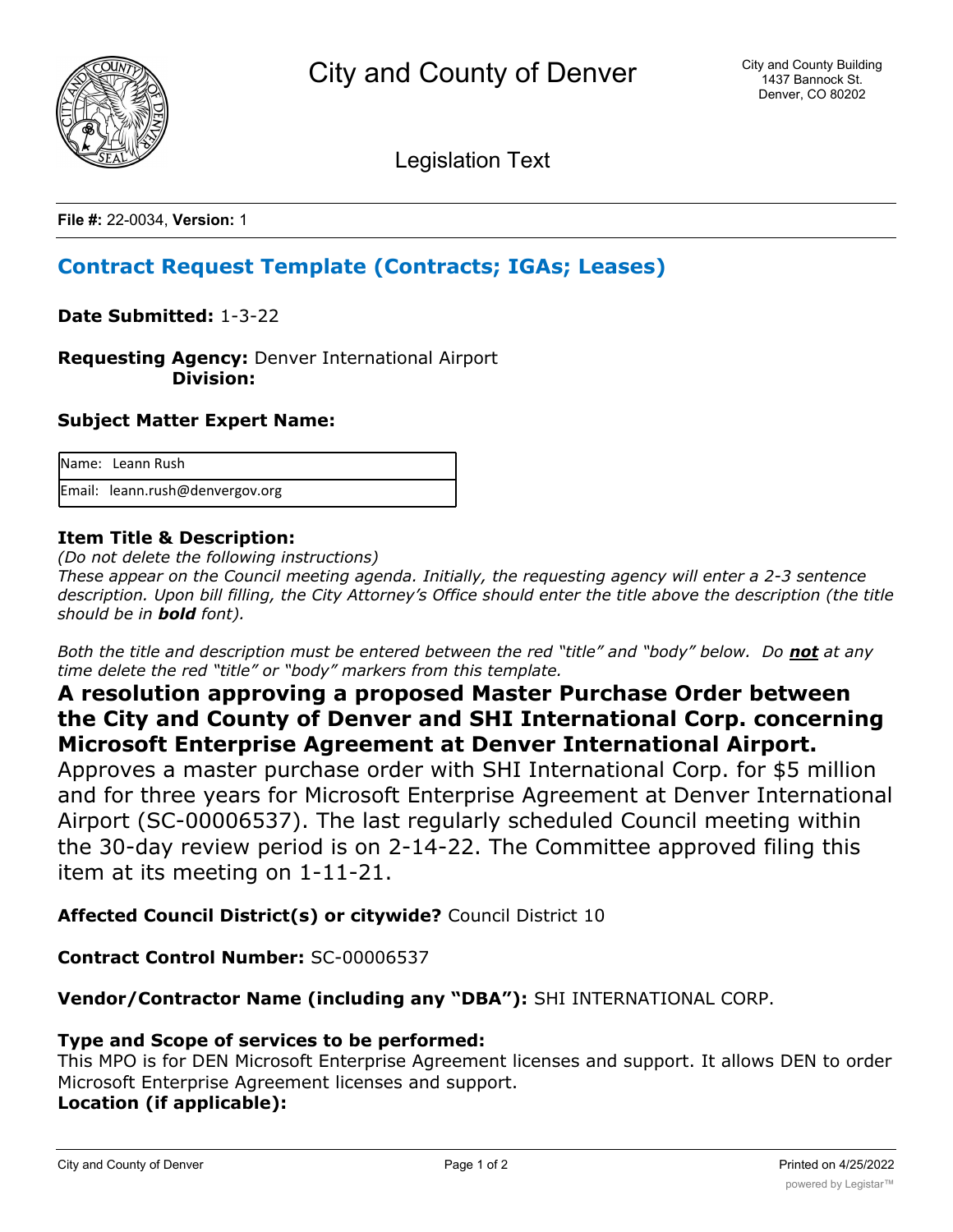City and County of Denver

City and County Building
1437 Bannock St.
Denver, CO 80202

Legislation Text

**File #:** 22-0034, **Version:** 1

## Contract Request Template (Contracts; IGAs; Leases)

**Date Submitted:** 1-3-22

**Requesting Agency:** Denver International Airport
**Division:**

**Subject Matter Expert Name:**

| Name: Leann Rush |
|---|
| Email: leann.rush@denvergov.org |

**Item Title & Description:**

*(Do not delete the following instructions)*
*These appear on the Council meeting agenda. Initially, the requesting agency will enter a 2-3 sentence description. Upon bill filling, the City Attorney's Office should enter the title above the description (the title should be in* ***bold*** *font).*

*Both the title and description must be entered between the red "title" and "body" below. Do* ***not*** *at any time delete the red "title" or "body" markers from this template.*

**A resolution approving a proposed Master Purchase Order between the City and County of Denver and SHI International Corp. concerning Microsoft Enterprise Agreement at Denver International Airport.**

Approves a master purchase order with SHI International Corp. for $5 million and for three years for Microsoft Enterprise Agreement at Denver International Airport (SC-00006537). The last regularly scheduled Council meeting within the 30-day review period is on 2-14-22. The Committee approved filing this item at its meeting on 1-11-21.

**Affected Council District(s) or citywide?** Council District 10

**Contract Control Number:** SC-00006537

**Vendor/Contractor Name (including any "DBA"):** SHI INTERNATIONAL CORP.

**Type and Scope of services to be performed:**
This MPO is for DEN Microsoft Enterprise Agreement licenses and support. It allows DEN to order Microsoft Enterprise Agreement licenses and support.

**Location (if applicable):**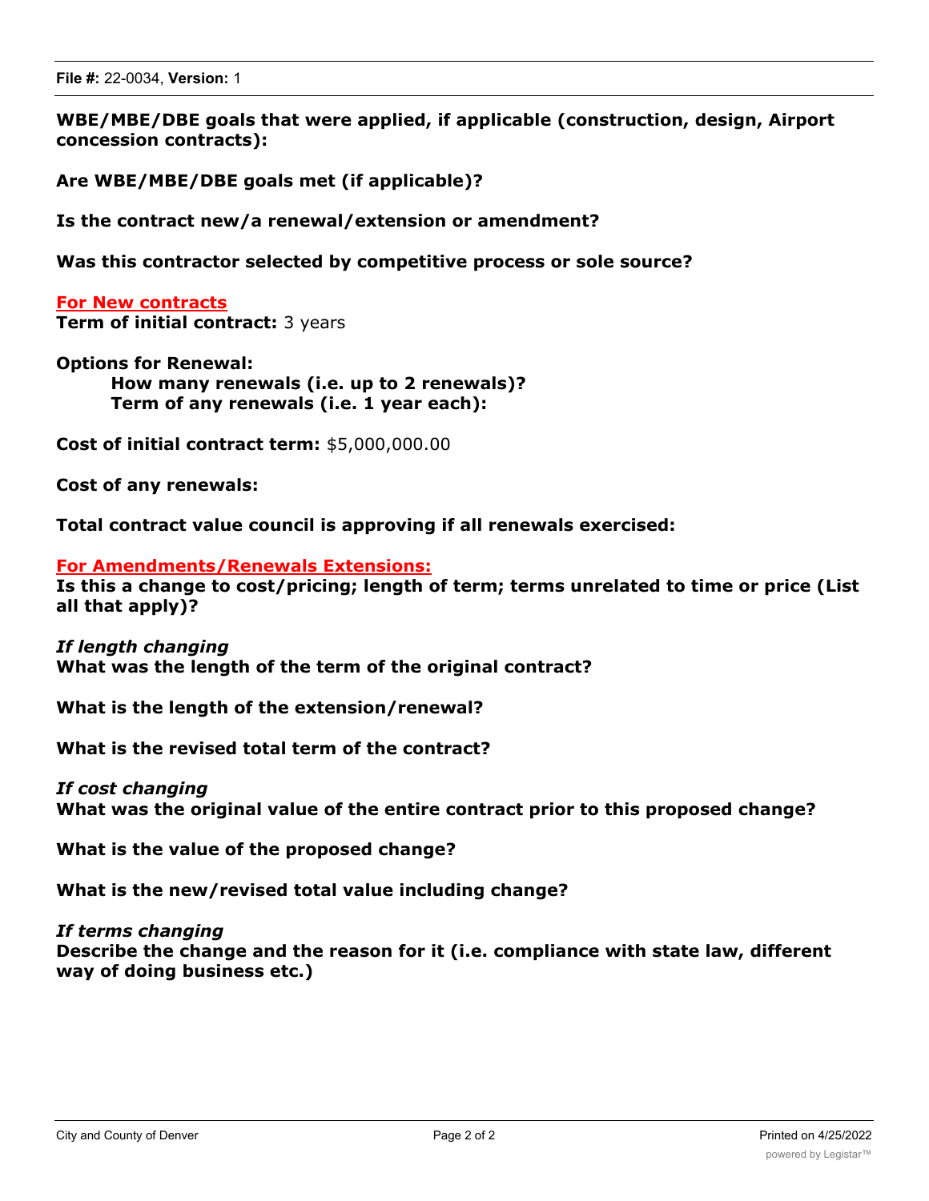**WBE/MBE/DBE goals that were applied, if applicable (construction, design, Airport concession contracts):**

**Are WBE/MBE/DBE goals met (if applicable)?**

**Is the contract new/a renewal/extension or amendment?**

**Was this contractor selected by competitive process or sole source?**

**For New contracts**

**Term of initial contract:** 3 years

**Options for Renewal:**

**How many renewals (i.e. up to 2 renewals)?**

**Term of any renewals (i.e. 1 year each):**

**Cost of initial contract term:** $5,000,000.00

**Cost of any renewals:**

**Total contract value council is approving if all renewals exercised:**

**For Amendments/Renewals Extensions:**

**Is this a change to cost/pricing; length of term; terms unrelated to time or price (List all that apply)?**

***If length changing***

**What was the length of the term of the original contract?**

**What is the length of the extension/renewal?**

**What is the revised total term of the contract?**

***If cost changing***

**What was the original value of the entire contract prior to this proposed change?**

**What is the value of the proposed change?**

**What is the new/revised total value including change?**

***If terms changing***

**Describe the change and the reason for it (i.e. compliance with state law, different way of doing business etc.)**